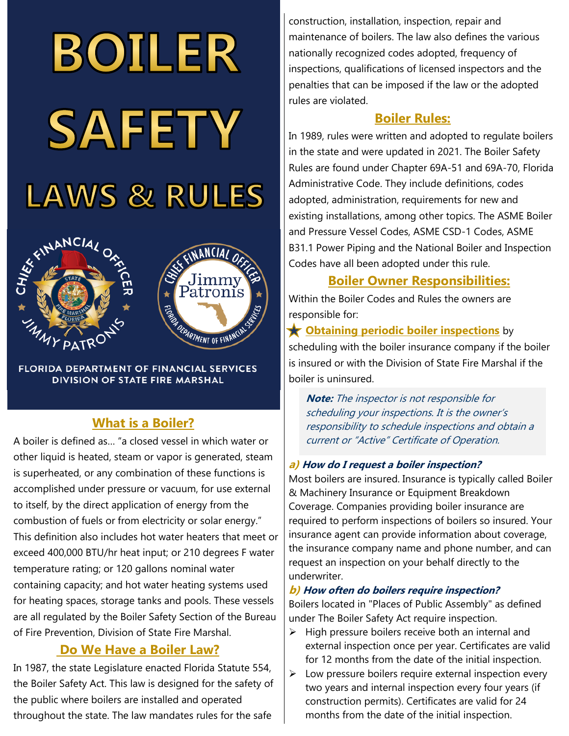# BOILER SAFETY LAWS & RULES

FLORIDA DEPARTMENT OF FINANCIAL SERVICES
DIVISION OF STATE FIRE MARSHAL

## What is a Boiler?

A boiler is defined as… "a closed vessel in which water or other liquid is heated, steam or vapor is generated, steam is superheated, or any combination of these functions is accomplished under pressure or vacuum, for use external to itself, by the direct application of energy from the combustion of fuels or from electricity or solar energy." This definition also includes hot water heaters that meet or exceed 400,000 BTU/hr heat input; or 210 degrees F water temperature rating; or 120 gallons nominal water containing capacity; and hot water heating systems used for heating spaces, storage tanks and pools. These vessels are all regulated by the Boiler Safety Section of the Bureau of Fire Prevention, Division of State Fire Marshal.

## Do We Have a Boiler Law?

In 1987, the state Legislature enacted Florida Statute 554, the Boiler Safety Act. This law is designed for the safety of the public where boilers are installed and operated throughout the state. The law mandates rules for the safe construction, installation, inspection, repair and maintenance of boilers. The law also defines the various nationally recognized codes adopted, frequency of inspections, qualifications of licensed inspectors and the penalties that can be imposed if the law or the adopted rules are violated.

## Boiler Rules:

In 1989, rules were written and adopted to regulate boilers in the state and were updated in 2021. The Boiler Safety Rules are found under Chapter 69A-51 and 69A-70, Florida Administrative Code. They include definitions, codes adopted, administration, requirements for new and existing installations, among other topics. The ASME Boiler and Pressure Vessel Codes, ASME CSD-1 Codes, ASME B31.1 Power Piping and the National Boiler and Inspection Codes have all been adopted under this rule.

## Boiler Owner Responsibilities:

Within the Boiler Codes and Rules the owners are responsible for:

★ **Obtaining periodic boiler inspections** by scheduling with the boiler insurance company if the boiler is insured or with the Division of State Fire Marshal if the boiler is uninsured.

> ***Note:*** *The inspector is not responsible for scheduling your inspections. It is the owner's responsibility to schedule inspections and obtain a current or "Active" Certificate of Operation.*

### a) How do I request a boiler inspection?

Most boilers are insured. Insurance is typically called Boiler & Machinery Insurance or Equipment Breakdown Coverage. Companies providing boiler insurance are required to perform inspections of boilers so insured. Your insurance agent can provide information about coverage, the insurance company name and phone number, and can request an inspection on your behalf directly to the underwriter.

### b) How often do boilers require inspection?

Boilers located in "Places of Public Assembly" as defined under The Boiler Safety Act require inspection.

- High pressure boilers receive both an internal and external inspection once per year. Certificates are valid for 12 months from the date of the initial inspection.
- Low pressure boilers require external inspection every two years and internal inspection every four years (if construction permits). Certificates are valid for 24 months from the date of the initial inspection.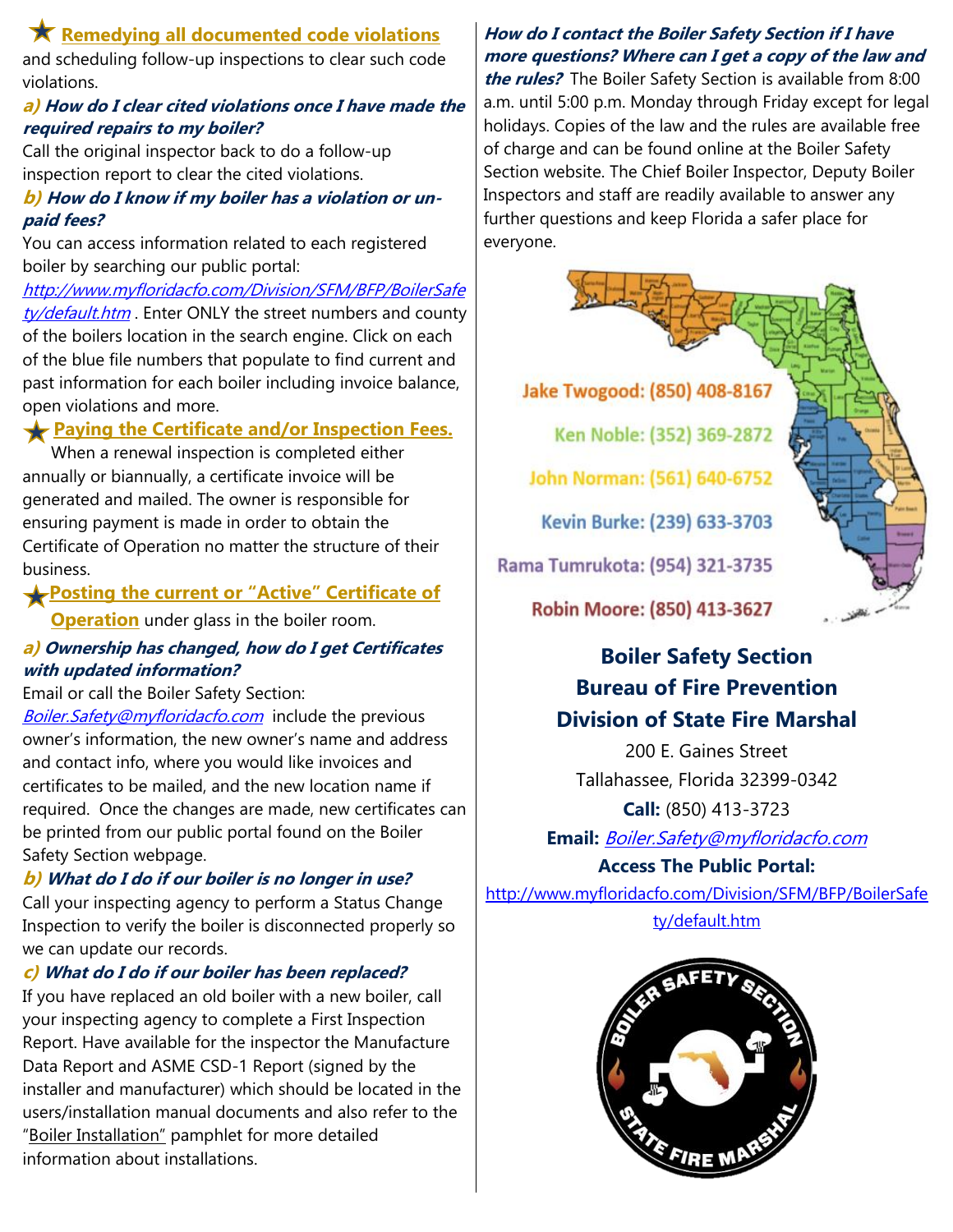★ **Remedying all documented code violations** and scheduling follow-up inspections to clear such code violations.

***a) How do I clear cited violations once I have made the required repairs to my boiler?***

Call the original inspector back to do a follow-up inspection report to clear the cited violations.

***b) How do I know if my boiler has a violation or un-paid fees?***

You can access information related to each registered boiler by searching our public portal: *http://www.myfloridacfo.com/Division/SFM/BFP/BoilerSafety/default.htm* . Enter ONLY the street numbers and county of the boilers location in the search engine. Click on each of the blue file numbers that populate to find current and past information for each boiler including invoice balance, open violations and more.

★ **Paying the Certificate and/or Inspection Fees.**

When a renewal inspection is completed either annually or biannually, a certificate invoice will be generated and mailed. The owner is responsible for ensuring payment is made in order to obtain the Certificate of Operation no matter the structure of their business.

★ **Posting the current or "Active" Certificate of Operation** under glass in the boiler room.

***a) Ownership has changed, how do I get Certificates with updated information?***

Email or call the Boiler Safety Section: *Boiler.Safety@myfloridacfo.com* include the previous owner's information, the new owner's name and address and contact info, where you would like invoices and certificates to be mailed, and the new location name if required. Once the changes are made, new certificates can be printed from our public portal found on the Boiler Safety Section webpage.

***b) What do I do if our boiler is no longer in use?***

Call your inspecting agency to perform a Status Change Inspection to verify the boiler is disconnected properly so we can update our records.

***c) What do I do if our boiler has been replaced?***

If you have replaced an old boiler with a new boiler, call your inspecting agency to complete a First Inspection Report. Have available for the inspector the Manufacture Data Report and ASME CSD-1 Report (signed by the installer and manufacturer) which should be located in the users/installation manual documents and also refer to the "Boiler Installation" pamphlet for more detailed information about installations.

***How do I contact the Boiler Safety Section if I have more questions? Where can I get a copy of the law and the rules?*** The Boiler Safety Section is available from 8:00 a.m. until 5:00 p.m. Monday through Friday except for legal holidays. Copies of the law and the rules are available free of charge and can be found online at the Boiler Safety Section website. The Chief Boiler Inspector, Deputy Boiler Inspectors and staff are readily available to answer any further questions and keep Florida a safer place for everyone.

Jake Twogood: (850) 408-8167

Ken Noble: (352) 369-2872

John Norman: (561) 640-6752

Kevin Burke: (239) 633-3703

Rama Tumrukota: (954) 321-3735

Robin Moore: (850) 413-3627

## Boiler Safety Section
## Bureau of Fire Prevention
## Division of State Fire Marshal

200 E. Gaines Street

Tallahassee, Florida 32399-0342

**Call:** (850) 413-3723

**Email:** *Boiler.Safety@myfloridacfo.com*

**Access The Public Portal:**

http://www.myfloridacfo.com/Division/SFM/BFP/BoilerSafety/default.htm